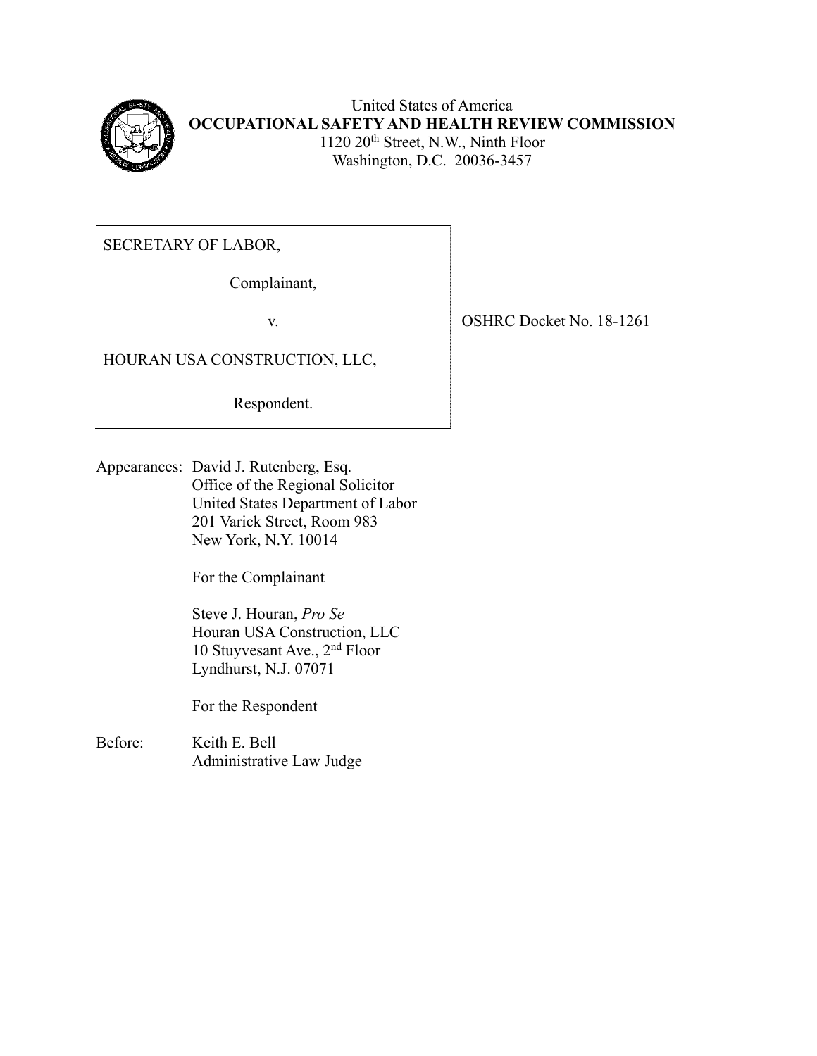United States of America
**OCCUPATIONAL SAFETY AND HEALTH REVIEW COMMISSION**
1120 20th Street, N.W., Ninth Floor
Washington, D.C. 20036-3457

| | |
|---|---|
| SECRETARY OF LABOR,<br><br>Complainant,<br><br>v.<br><br>HOURAN USA CONSTRUCTION, LLC,<br><br>Respondent. | OSHRC Docket No. 18-1261 |

Appearances: David J. Rutenberg, Esq.
Office of the Regional Solicitor
United States Department of Labor
201 Varick Street, Room 983
New York, N.Y. 10014

For the Complainant

Steve J. Houran, *Pro Se*
Houran USA Construction, LLC
10 Stuyvesant Ave., 2nd Floor
Lyndhurst, N.J. 07071

For the Respondent

Before: Keith E. Bell
Administrative Law Judge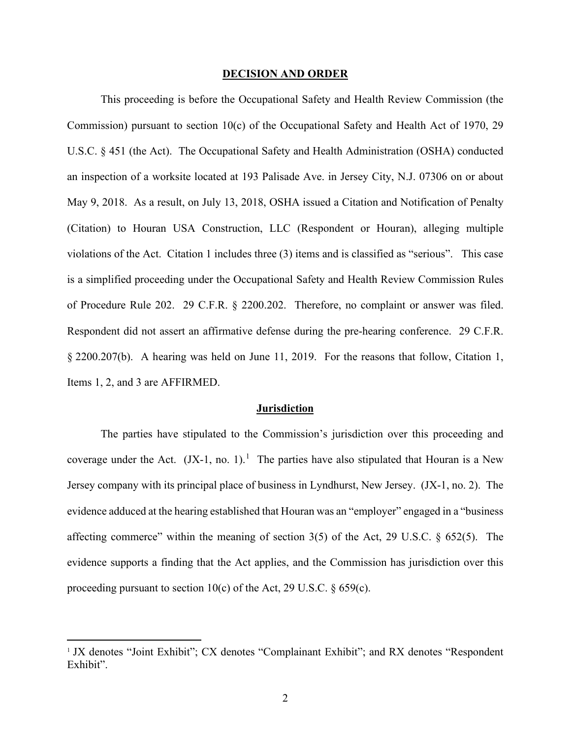## DECISION AND ORDER

This proceeding is before the Occupational Safety and Health Review Commission (the Commission) pursuant to section 10(c) of the Occupational Safety and Health Act of 1970, 29 U.S.C. § 451 (the Act). The Occupational Safety and Health Administration (OSHA) conducted an inspection of a worksite located at 193 Palisade Ave. in Jersey City, N.J. 07306 on or about May 9, 2018. As a result, on July 13, 2018, OSHA issued a Citation and Notification of Penalty (Citation) to Houran USA Construction, LLC (Respondent or Houran), alleging multiple violations of the Act. Citation 1 includes three (3) items and is classified as "serious". This case is a simplified proceeding under the Occupational Safety and Health Review Commission Rules of Procedure Rule 202. 29 C.F.R. § 2200.202. Therefore, no complaint or answer was filed. Respondent did not assert an affirmative defense during the pre-hearing conference. 29 C.F.R. § 2200.207(b). A hearing was held on June 11, 2019. For the reasons that follow, Citation 1, Items 1, 2, and 3 are AFFIRMED.

## Jurisdiction

The parties have stipulated to the Commission's jurisdiction over this proceeding and coverage under the Act. (JX-1, no. 1).[1] The parties have also stipulated that Houran is a New Jersey company with its principal place of business in Lyndhurst, New Jersey. (JX-1, no. 2). The evidence adduced at the hearing established that Houran was an "employer" engaged in a "business affecting commerce" within the meaning of section 3(5) of the Act, 29 U.S.C. § 652(5). The evidence supports a finding that the Act applies, and the Commission has jurisdiction over this proceeding pursuant to section 10(c) of the Act, 29 U.S.C. § 659(c).

[1] JX denotes "Joint Exhibit"; CX denotes "Complainant Exhibit"; and RX denotes "Respondent Exhibit".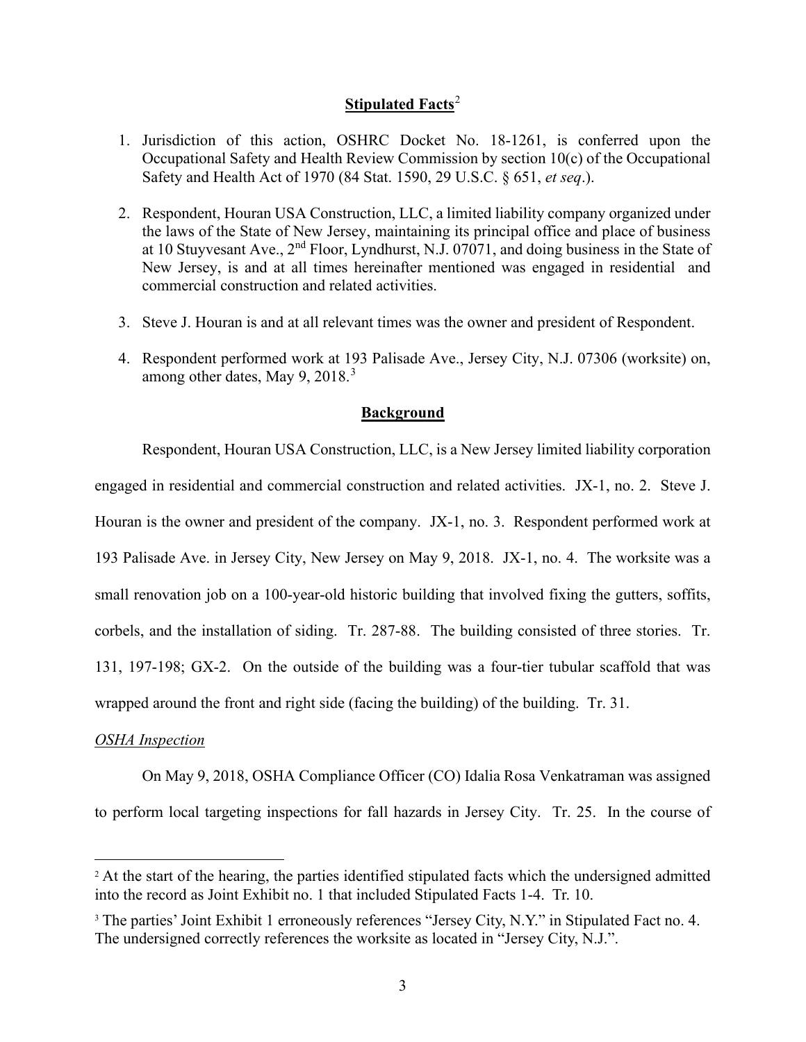**Stipulated Facts**[2]

1. Jurisdiction of this action, OSHRC Docket No. 18-1261, is conferred upon the Occupational Safety and Health Review Commission by section 10(c) of the Occupational Safety and Health Act of 1970 (84 Stat. 1590, 29 U.S.C. § 651, *et seq*.).

2. Respondent, Houran USA Construction, LLC, a limited liability company organized under the laws of the State of New Jersey, maintaining its principal office and place of business at 10 Stuyvesant Ave., 2nd Floor, Lyndhurst, N.J. 07071, and doing business in the State of New Jersey, is and at all times hereinafter mentioned was engaged in residential and commercial construction and related activities.

3. Steve J. Houran is and at all relevant times was the owner and president of Respondent.

4. Respondent performed work at 193 Palisade Ave., Jersey City, N.J. 07306 (worksite) on, among other dates, May 9, 2018.[3]

**Background**

Respondent, Houran USA Construction, LLC, is a New Jersey limited liability corporation engaged in residential and commercial construction and related activities. JX-1, no. 2. Steve J. Houran is the owner and president of the company. JX-1, no. 3. Respondent performed work at 193 Palisade Ave. in Jersey City, New Jersey on May 9, 2018. JX-1, no. 4. The worksite was a small renovation job on a 100-year-old historic building that involved fixing the gutters, soffits, corbels, and the installation of siding. Tr. 287-88. The building consisted of three stories. Tr. 131, 197-198; GX-2. On the outside of the building was a four-tier tubular scaffold that was wrapped around the front and right side (facing the building) of the building. Tr. 31.

*OSHA Inspection*

On May 9, 2018, OSHA Compliance Officer (CO) Idalia Rosa Venkatraman was assigned to perform local targeting inspections for fall hazards in Jersey City. Tr. 25. In the course of

---

[2] At the start of the hearing, the parties identified stipulated facts which the undersigned admitted into the record as Joint Exhibit no. 1 that included Stipulated Facts 1-4. Tr. 10.

[3] The parties' Joint Exhibit 1 erroneously references "Jersey City, N.Y." in Stipulated Fact no. 4. The undersigned correctly references the worksite as located in "Jersey City, N.J.".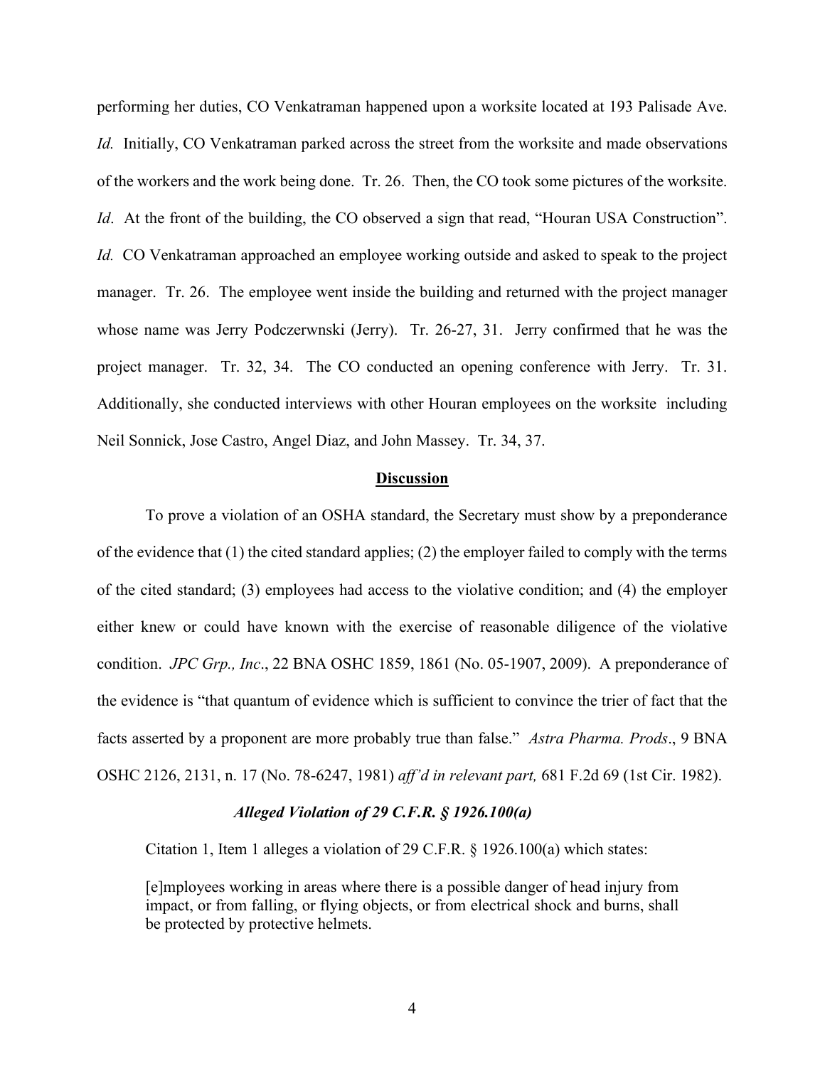performing her duties, CO Venkatraman happened upon a worksite located at 193 Palisade Ave. *Id.* Initially, CO Venkatraman parked across the street from the worksite and made observations of the workers and the work being done. Tr. 26. Then, the CO took some pictures of the worksite. *Id*. At the front of the building, the CO observed a sign that read, "Houran USA Construction". *Id.* CO Venkatraman approached an employee working outside and asked to speak to the project manager. Tr. 26. The employee went inside the building and returned with the project manager whose name was Jerry Podczerwnski (Jerry). Tr. 26-27, 31. Jerry confirmed that he was the project manager. Tr. 32, 34. The CO conducted an opening conference with Jerry. Tr. 31. Additionally, she conducted interviews with other Houran employees on the worksite including Neil Sonnick, Jose Castro, Angel Diaz, and John Massey. Tr. 34, 37.

## Discussion

To prove a violation of an OSHA standard, the Secretary must show by a preponderance of the evidence that (1) the cited standard applies; (2) the employer failed to comply with the terms of the cited standard; (3) employees had access to the violative condition; and (4) the employer either knew or could have known with the exercise of reasonable diligence of the violative condition. *JPC Grp., Inc*., 22 BNA OSHC 1859, 1861 (No. 05-1907, 2009). A preponderance of the evidence is "that quantum of evidence which is sufficient to convince the trier of fact that the facts asserted by a proponent are more probably true than false." *Astra Pharma. Prods*., 9 BNA OSHC 2126, 2131, n. 17 (No. 78-6247, 1981) *aff'd in relevant part,* 681 F.2d 69 (1st Cir. 1982).

### *Alleged Violation of 29 C.F.R. § 1926.100(a)*

Citation 1, Item 1 alleges a violation of 29 C.F.R. § 1926.100(a) which states:

> [e]mployees working in areas where there is a possible danger of head injury from impact, or from falling, or flying objects, or from electrical shock and burns, shall be protected by protective helmets.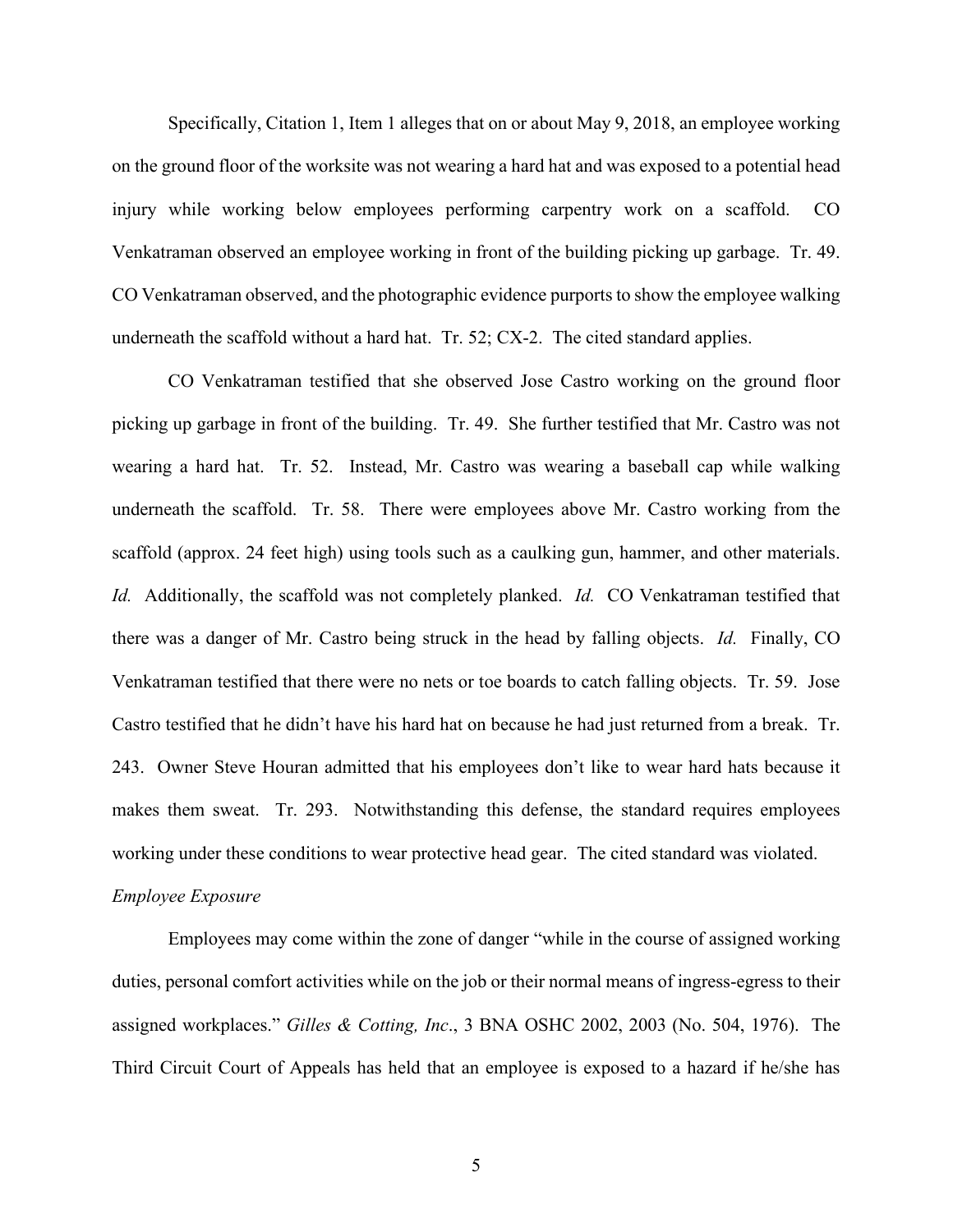Specifically, Citation 1, Item 1 alleges that on or about May 9, 2018, an employee working on the ground floor of the worksite was not wearing a hard hat and was exposed to a potential head injury while working below employees performing carpentry work on a scaffold. CO Venkatraman observed an employee working in front of the building picking up garbage. Tr. 49. CO Venkatraman observed, and the photographic evidence purports to show the employee walking underneath the scaffold without a hard hat. Tr. 52; CX-2. The cited standard applies.

CO Venkatraman testified that she observed Jose Castro working on the ground floor picking up garbage in front of the building. Tr. 49. She further testified that Mr. Castro was not wearing a hard hat. Tr. 52. Instead, Mr. Castro was wearing a baseball cap while walking underneath the scaffold. Tr. 58. There were employees above Mr. Castro working from the scaffold (approx. 24 feet high) using tools such as a caulking gun, hammer, and other materials. *Id.* Additionally, the scaffold was not completely planked. *Id.* CO Venkatraman testified that there was a danger of Mr. Castro being struck in the head by falling objects. *Id.* Finally, CO Venkatraman testified that there were no nets or toe boards to catch falling objects. Tr. 59. Jose Castro testified that he didn't have his hard hat on because he had just returned from a break. Tr. 243. Owner Steve Houran admitted that his employees don't like to wear hard hats because it makes them sweat. Tr. 293. Notwithstanding this defense, the standard requires employees working under these conditions to wear protective head gear. The cited standard was violated.

*Employee Exposure*

Employees may come within the zone of danger "while in the course of assigned working duties, personal comfort activities while on the job or their normal means of ingress-egress to their assigned workplaces." *Gilles & Cotting, Inc*., 3 BNA OSHC 2002, 2003 (No. 504, 1976). The Third Circuit Court of Appeals has held that an employee is exposed to a hazard if he/she has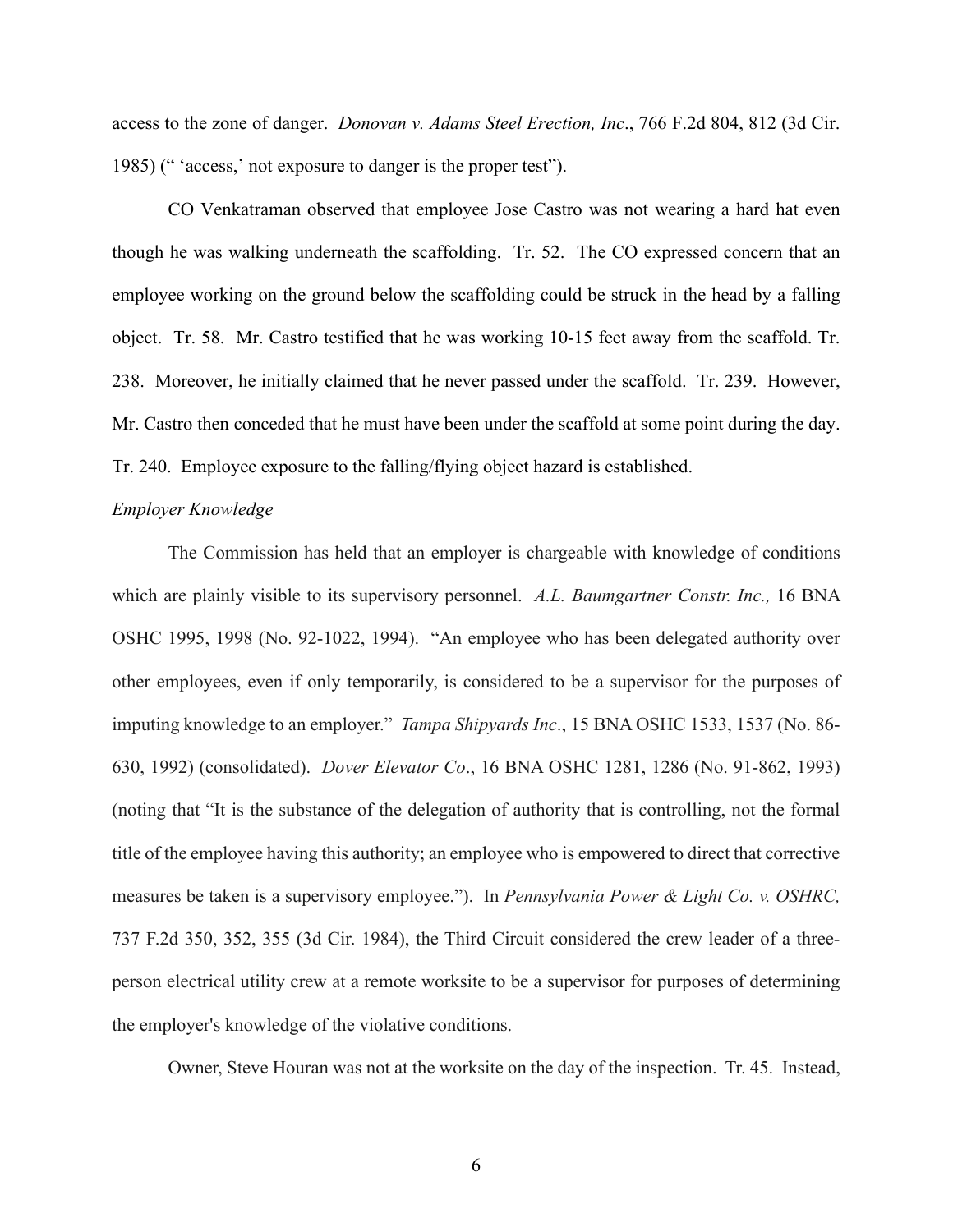access to the zone of danger. *Donovan v. Adams Steel Erection, Inc*., 766 F.2d 804, 812 (3d Cir. 1985) (" 'access,' not exposure to danger is the proper test").

CO Venkatraman observed that employee Jose Castro was not wearing a hard hat even though he was walking underneath the scaffolding. Tr. 52. The CO expressed concern that an employee working on the ground below the scaffolding could be struck in the head by a falling object. Tr. 58. Mr. Castro testified that he was working 10-15 feet away from the scaffold. Tr. 238. Moreover, he initially claimed that he never passed under the scaffold. Tr. 239. However, Mr. Castro then conceded that he must have been under the scaffold at some point during the day. Tr. 240. Employee exposure to the falling/flying object hazard is established.

*Employer Knowledge*

The Commission has held that an employer is chargeable with knowledge of conditions which are plainly visible to its supervisory personnel. *A.L. Baumgartner Constr. Inc.,* 16 BNA OSHC 1995, 1998 (No. 92-1022, 1994). "An employee who has been delegated authority over other employees, even if only temporarily, is considered to be a supervisor for the purposes of imputing knowledge to an employer." *Tampa Shipyards Inc*., 15 BNA OSHC 1533, 1537 (No. 86-630, 1992) (consolidated). *Dover Elevator Co*., 16 BNA OSHC 1281, 1286 (No. 91-862, 1993) (noting that "It is the substance of the delegation of authority that is controlling, not the formal title of the employee having this authority; an employee who is empowered to direct that corrective measures be taken is a supervisory employee."). In *Pennsylvania Power & Light Co. v. OSHRC,* 737 F.2d 350, 352, 355 (3d Cir. 1984), the Third Circuit considered the crew leader of a three-person electrical utility crew at a remote worksite to be a supervisor for purposes of determining the employer's knowledge of the violative conditions.

Owner, Steve Houran was not at the worksite on the day of the inspection. Tr. 45. Instead,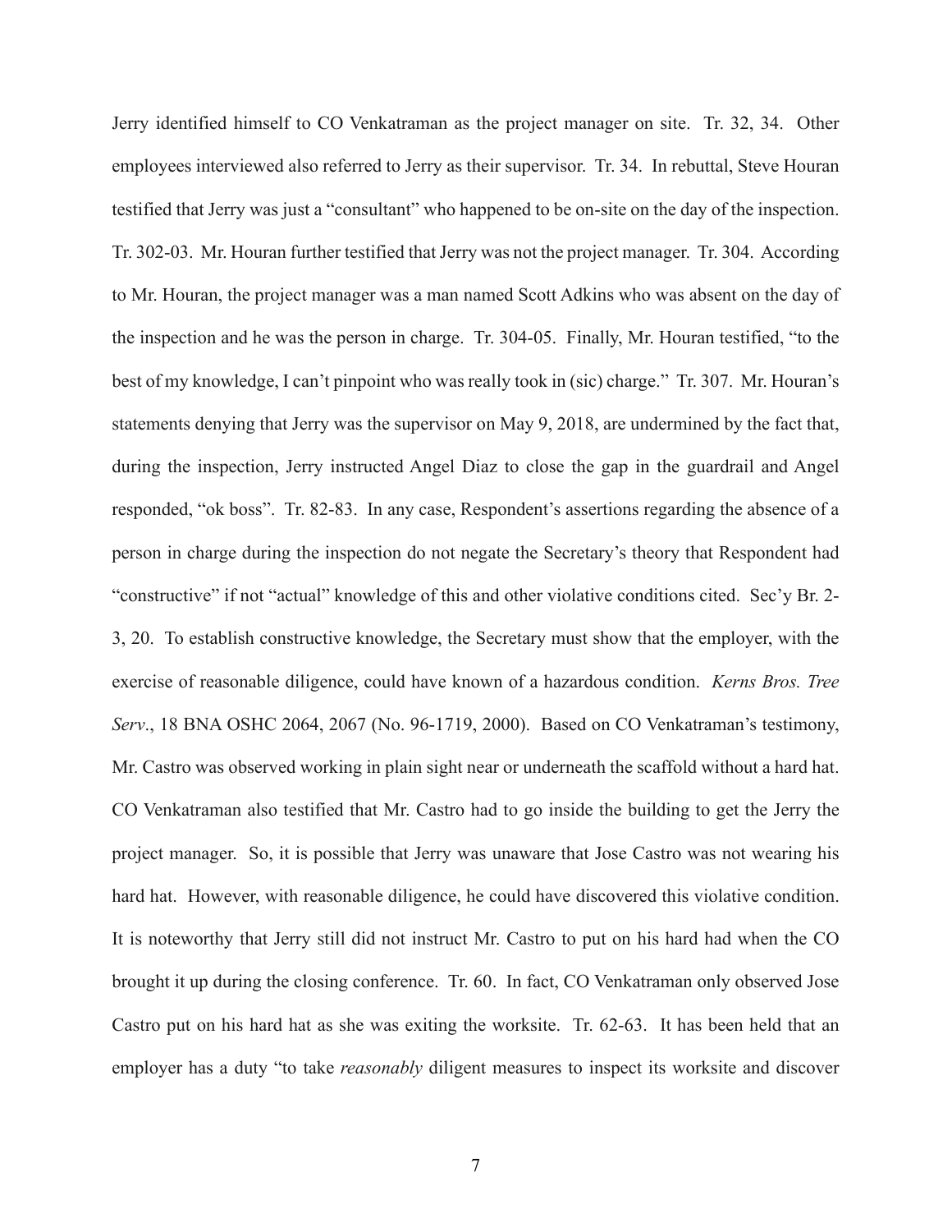Jerry identified himself to CO Venkatraman as the project manager on site. Tr. 32, 34. Other employees interviewed also referred to Jerry as their supervisor. Tr. 34. In rebuttal, Steve Houran testified that Jerry was just a "consultant" who happened to be on-site on the day of the inspection. Tr. 302-03. Mr. Houran further testified that Jerry was not the project manager. Tr. 304. According to Mr. Houran, the project manager was a man named Scott Adkins who was absent on the day of the inspection and he was the person in charge. Tr. 304-05. Finally, Mr. Houran testified, "to the best of my knowledge, I can't pinpoint who was really took in (sic) charge." Tr. 307. Mr. Houran's statements denying that Jerry was the supervisor on May 9, 2018, are undermined by the fact that, during the inspection, Jerry instructed Angel Diaz to close the gap in the guardrail and Angel responded, "ok boss". Tr. 82-83. In any case, Respondent's assertions regarding the absence of a person in charge during the inspection do not negate the Secretary's theory that Respondent had "constructive" if not "actual" knowledge of this and other violative conditions cited. Sec'y Br. 2-3, 20. To establish constructive knowledge, the Secretary must show that the employer, with the exercise of reasonable diligence, could have known of a hazardous condition. *Kerns Bros. Tree Serv*., 18 BNA OSHC 2064, 2067 (No. 96-1719, 2000). Based on CO Venkatraman's testimony, Mr. Castro was observed working in plain sight near or underneath the scaffold without a hard hat. CO Venkatraman also testified that Mr. Castro had to go inside the building to get the Jerry the project manager. So, it is possible that Jerry was unaware that Jose Castro was not wearing his hard hat. However, with reasonable diligence, he could have discovered this violative condition. It is noteworthy that Jerry still did not instruct Mr. Castro to put on his hard had when the CO brought it up during the closing conference. Tr. 60. In fact, CO Venkatraman only observed Jose Castro put on his hard hat as she was exiting the worksite. Tr. 62-63. It has been held that an employer has a duty "to take *reasonably* diligent measures to inspect its worksite and discover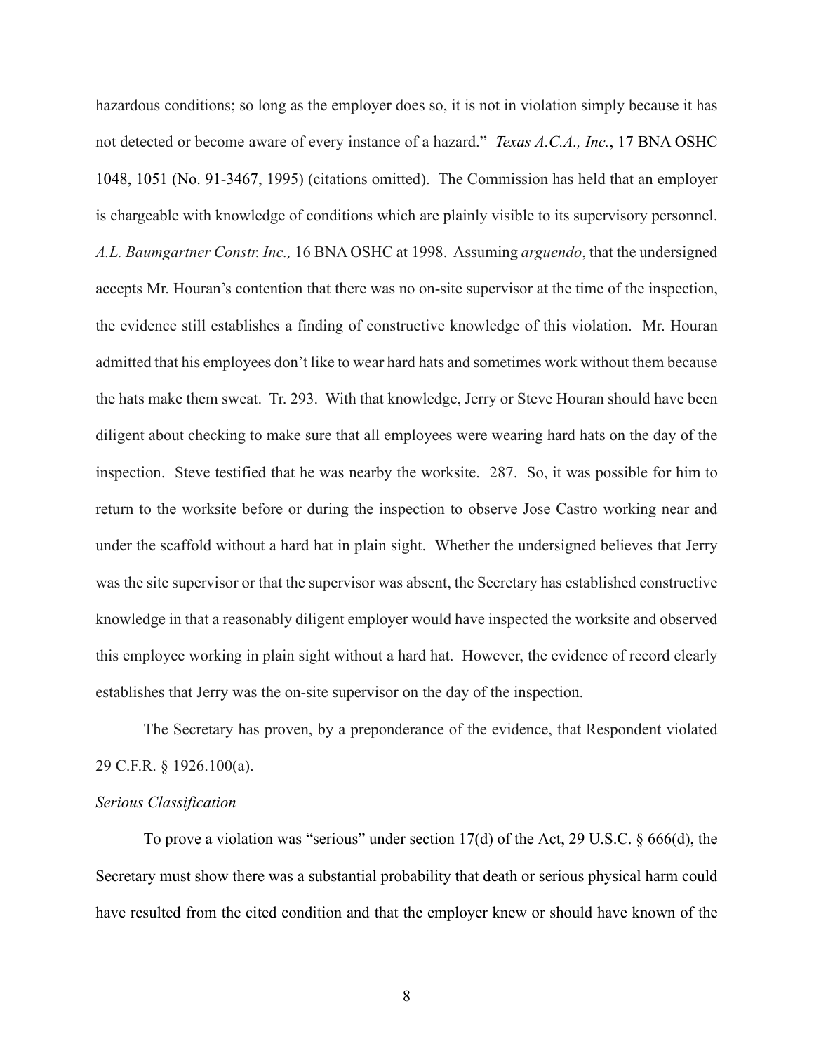hazardous conditions; so long as the employer does so, it is not in violation simply because it has not detected or become aware of every instance of a hazard." *Texas A.C.A., Inc.*, 17 BNA OSHC 1048, 1051 (No. 91-3467, 1995) (citations omitted). The Commission has held that an employer is chargeable with knowledge of conditions which are plainly visible to its supervisory personnel. *A.L. Baumgartner Constr. Inc.,* 16 BNA OSHC at 1998. Assuming *arguendo*, that the undersigned accepts Mr. Houran's contention that there was no on-site supervisor at the time of the inspection, the evidence still establishes a finding of constructive knowledge of this violation. Mr. Houran admitted that his employees don't like to wear hard hats and sometimes work without them because the hats make them sweat. Tr. 293. With that knowledge, Jerry or Steve Houran should have been diligent about checking to make sure that all employees were wearing hard hats on the day of the inspection. Steve testified that he was nearby the worksite. 287. So, it was possible for him to return to the worksite before or during the inspection to observe Jose Castro working near and under the scaffold without a hard hat in plain sight. Whether the undersigned believes that Jerry was the site supervisor or that the supervisor was absent, the Secretary has established constructive knowledge in that a reasonably diligent employer would have inspected the worksite and observed this employee working in plain sight without a hard hat. However, the evidence of record clearly establishes that Jerry was the on-site supervisor on the day of the inspection.

The Secretary has proven, by a preponderance of the evidence, that Respondent violated 29 C.F.R. § 1926.100(a).

*Serious Classification*

To prove a violation was "serious" under section 17(d) of the Act, 29 U.S.C. § 666(d), the Secretary must show there was a substantial probability that death or serious physical harm could have resulted from the cited condition and that the employer knew or should have known of the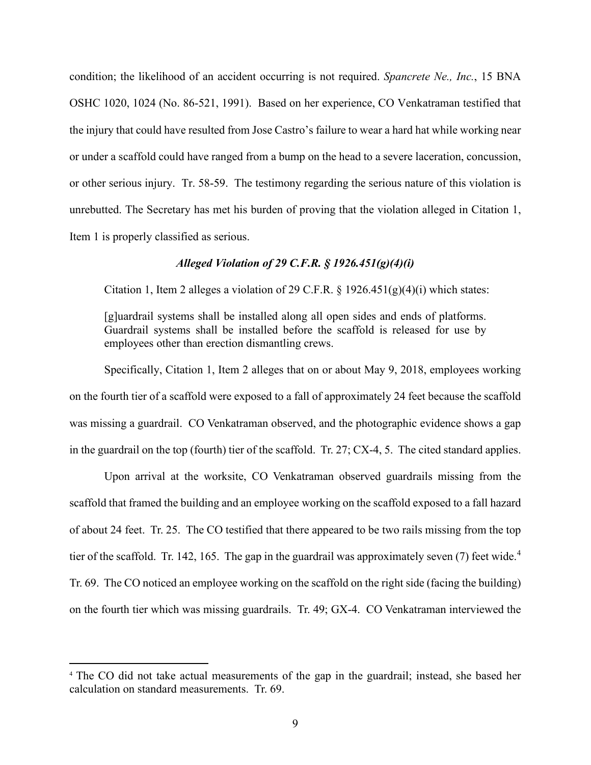condition; the likelihood of an accident occurring is not required. *Spancrete Ne., Inc.*, 15 BNA OSHC 1020, 1024 (No. 86-521, 1991). Based on her experience, CO Venkatraman testified that the injury that could have resulted from Jose Castro's failure to wear a hard hat while working near or under a scaffold could have ranged from a bump on the head to a severe laceration, concussion, or other serious injury. Tr. 58-59. The testimony regarding the serious nature of this violation is unrebutted. The Secretary has met his burden of proving that the violation alleged in Citation 1, Item 1 is properly classified as serious.

### *Alleged Violation of 29 C.F.R. § 1926.451(g)(4)(i)*

Citation 1, Item 2 alleges a violation of 29 C.F.R. § 1926.451(g)(4)(i) which states:

> [g]uardrail systems shall be installed along all open sides and ends of platforms. Guardrail systems shall be installed before the scaffold is released for use by employees other than erection dismantling crews.

Specifically, Citation 1, Item 2 alleges that on or about May 9, 2018, employees working on the fourth tier of a scaffold were exposed to a fall of approximately 24 feet because the scaffold was missing a guardrail. CO Venkatraman observed, and the photographic evidence shows a gap in the guardrail on the top (fourth) tier of the scaffold. Tr. 27; CX-4, 5. The cited standard applies.

Upon arrival at the worksite, CO Venkatraman observed guardrails missing from the scaffold that framed the building and an employee working on the scaffold exposed to a fall hazard of about 24 feet. Tr. 25. The CO testified that there appeared to be two rails missing from the top tier of the scaffold. Tr. 142, 165. The gap in the guardrail was approximately seven (7) feet wide.[4] Tr. 69. The CO noticed an employee working on the scaffold on the right side (facing the building) on the fourth tier which was missing guardrails. Tr. 49; GX-4. CO Venkatraman interviewed the

[4] The CO did not take actual measurements of the gap in the guardrail; instead, she based her calculation on standard measurements. Tr. 69.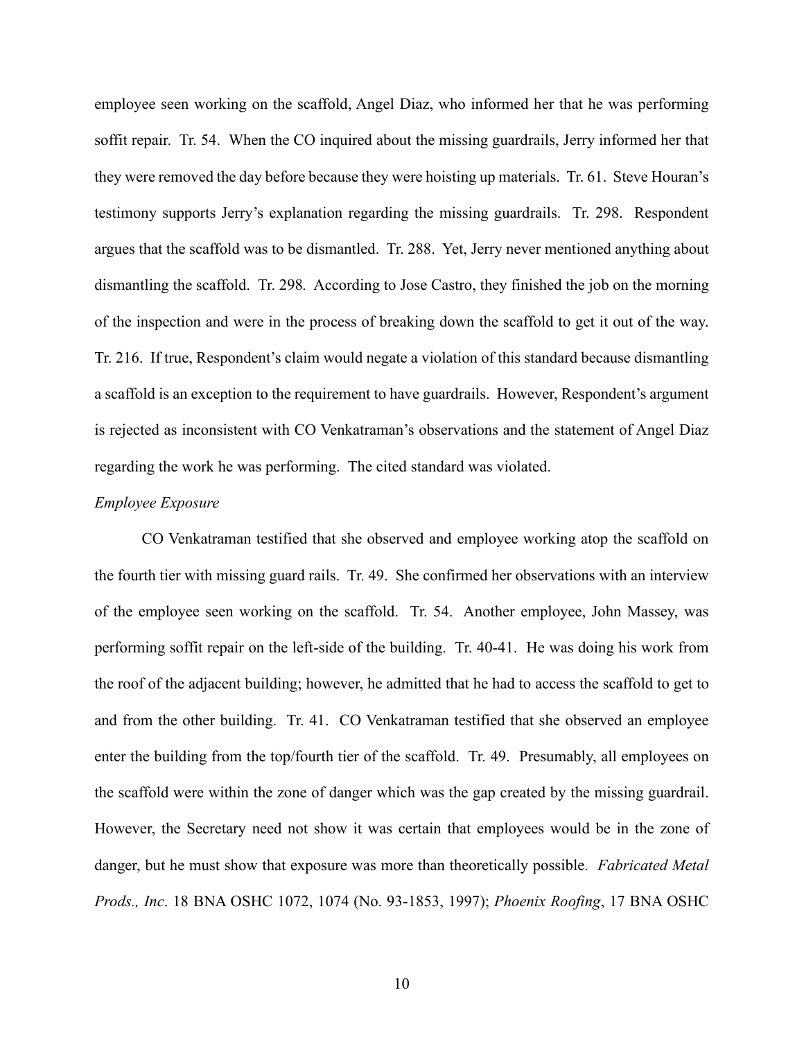employee seen working on the scaffold, Angel Diaz, who informed her that he was performing soffit repair. Tr. 54. When the CO inquired about the missing guardrails, Jerry informed her that they were removed the day before because they were hoisting up materials. Tr. 61. Steve Houran's testimony supports Jerry's explanation regarding the missing guardrails. Tr. 298. Respondent argues that the scaffold was to be dismantled. Tr. 288. Yet, Jerry never mentioned anything about dismantling the scaffold. Tr. 298. According to Jose Castro, they finished the job on the morning of the inspection and were in the process of breaking down the scaffold to get it out of the way. Tr. 216. If true, Respondent's claim would negate a violation of this standard because dismantling a scaffold is an exception to the requirement to have guardrails. However, Respondent's argument is rejected as inconsistent with CO Venkatraman's observations and the statement of Angel Diaz regarding the work he was performing. The cited standard was violated.

*Employee Exposure*

CO Venkatraman testified that she observed and employee working atop the scaffold on the fourth tier with missing guard rails. Tr. 49. She confirmed her observations with an interview of the employee seen working on the scaffold. Tr. 54. Another employee, John Massey, was performing soffit repair on the left-side of the building. Tr. 40-41. He was doing his work from the roof of the adjacent building; however, he admitted that he had to access the scaffold to get to and from the other building. Tr. 41. CO Venkatraman testified that she observed an employee enter the building from the top/fourth tier of the scaffold. Tr. 49. Presumably, all employees on the scaffold were within the zone of danger which was the gap created by the missing guardrail. However, the Secretary need not show it was certain that employees would be in the zone of danger, but he must show that exposure was more than theoretically possible. *Fabricated Metal Prods., Inc*. 18 BNA OSHC 1072, 1074 (No. 93-1853, 1997); *Phoenix Roofing*, 17 BNA OSHC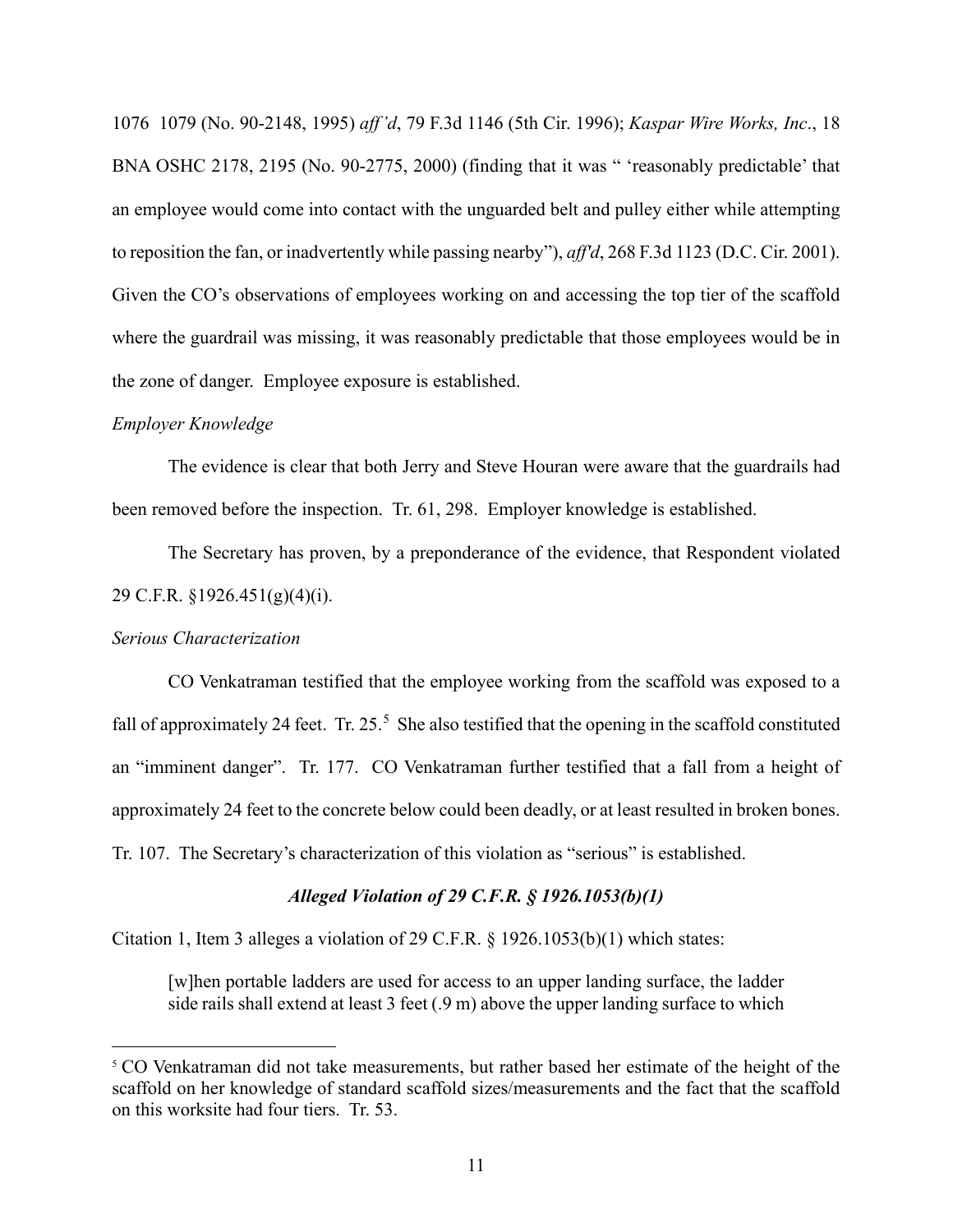1076 1079 (No. 90-2148, 1995) *aff'd*, 79 F.3d 1146 (5th Cir. 1996); *Kaspar Wire Works, Inc*., 18 BNA OSHC 2178, 2195 (No. 90-2775, 2000) (finding that it was " 'reasonably predictable' that an employee would come into contact with the unguarded belt and pulley either while attempting to reposition the fan, or inadvertently while passing nearby"), *aff'd*, 268 F.3d 1123 (D.C. Cir. 2001). Given the CO's observations of employees working on and accessing the top tier of the scaffold where the guardrail was missing, it was reasonably predictable that those employees would be in the zone of danger. Employee exposure is established.

*Employer Knowledge*

The evidence is clear that both Jerry and Steve Houran were aware that the guardrails had been removed before the inspection. Tr. 61, 298. Employer knowledge is established.

The Secretary has proven, by a preponderance of the evidence, that Respondent violated 29 C.F.R. §1926.451(g)(4)(i).

*Serious Characterization*

CO Venkatraman testified that the employee working from the scaffold was exposed to a fall of approximately 24 feet. Tr. 25.[5] She also testified that the opening in the scaffold constituted an "imminent danger". Tr. 177. CO Venkatraman further testified that a fall from a height of approximately 24 feet to the concrete below could been deadly, or at least resulted in broken bones. Tr. 107. The Secretary's characterization of this violation as "serious" is established.

### *Alleged Violation of 29 C.F.R. § 1926.1053(b)(1)*

Citation 1, Item 3 alleges a violation of 29 C.F.R. § 1926.1053(b)(1) which states:

> [w]hen portable ladders are used for access to an upper landing surface, the ladder side rails shall extend at least 3 feet (.9 m) above the upper landing surface to which

---

[5] CO Venkatraman did not take measurements, but rather based her estimate of the height of the scaffold on her knowledge of standard scaffold sizes/measurements and the fact that the scaffold on this worksite had four tiers. Tr. 53.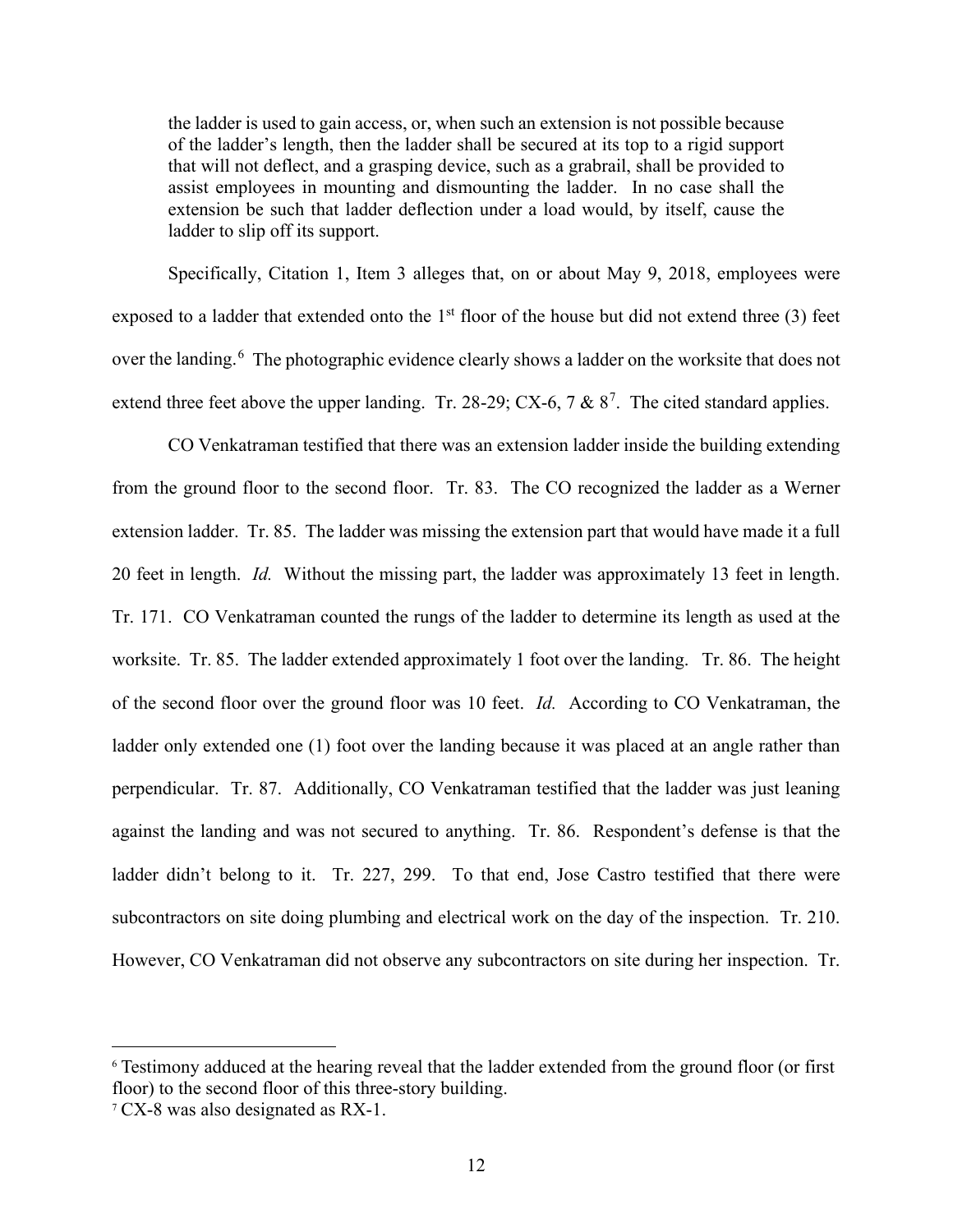> the ladder is used to gain access, or, when such an extension is not possible because of the ladder's length, then the ladder shall be secured at its top to a rigid support that will not deflect, and a grasping device, such as a grabrail, shall be provided to assist employees in mounting and dismounting the ladder. In no case shall the extension be such that ladder deflection under a load would, by itself, cause the ladder to slip off its support.

Specifically, Citation 1, Item 3 alleges that, on or about May 9, 2018, employees were exposed to a ladder that extended onto the 1st floor of the house but did not extend three (3) feet over the landing.[6] The photographic evidence clearly shows a ladder on the worksite that does not extend three feet above the upper landing. Tr. 28-29; CX-6, 7 & 8[7]. The cited standard applies.

CO Venkatraman testified that there was an extension ladder inside the building extending from the ground floor to the second floor. Tr. 83. The CO recognized the ladder as a Werner extension ladder. Tr. 85. The ladder was missing the extension part that would have made it a full 20 feet in length. *Id.* Without the missing part, the ladder was approximately 13 feet in length. Tr. 171. CO Venkatraman counted the rungs of the ladder to determine its length as used at the worksite. Tr. 85. The ladder extended approximately 1 foot over the landing. Tr. 86. The height of the second floor over the ground floor was 10 feet. *Id.* According to CO Venkatraman, the ladder only extended one (1) foot over the landing because it was placed at an angle rather than perpendicular. Tr. 87. Additionally, CO Venkatraman testified that the ladder was just leaning against the landing and was not secured to anything. Tr. 86. Respondent's defense is that the ladder didn't belong to it. Tr. 227, 299. To that end, Jose Castro testified that there were subcontractors on site doing plumbing and electrical work on the day of the inspection. Tr. 210. However, CO Venkatraman did not observe any subcontractors on site during her inspection. Tr.

---

[6] Testimony adduced at the hearing reveal that the ladder extended from the ground floor (or first floor) to the second floor of this three-story building.

[7] CX-8 was also designated as RX-1.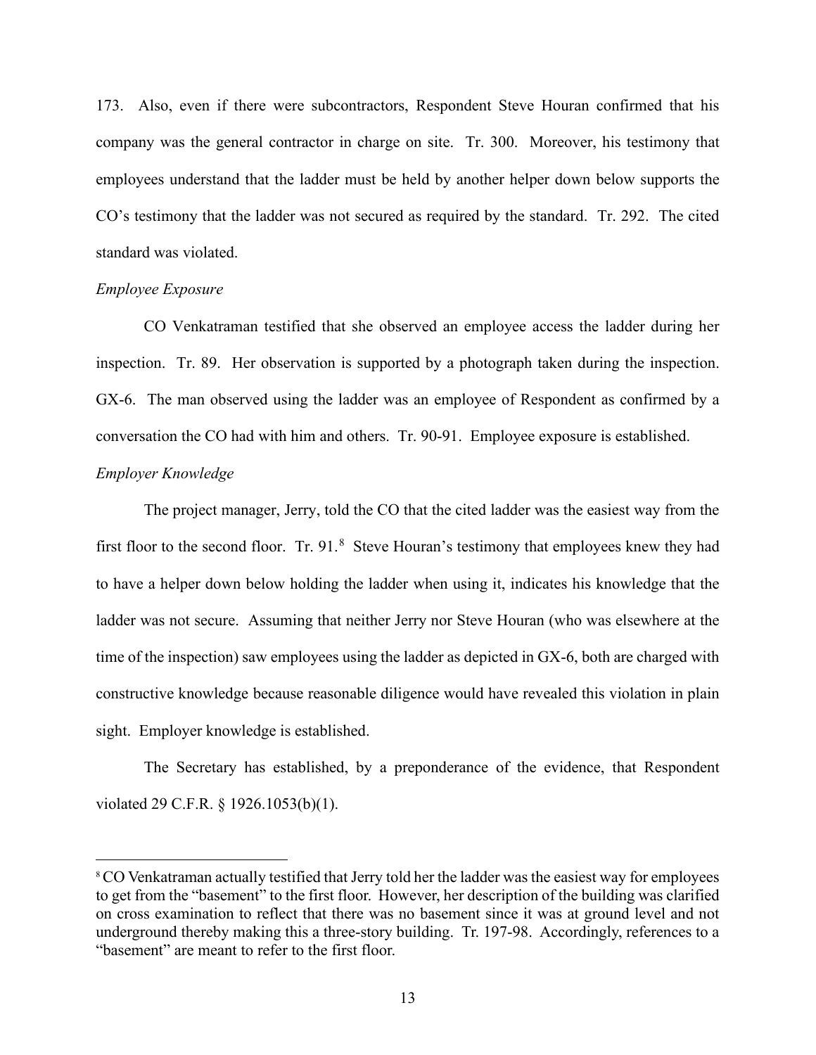173. Also, even if there were subcontractors, Respondent Steve Houran confirmed that his company was the general contractor in charge on site. Tr. 300. Moreover, his testimony that employees understand that the ladder must be held by another helper down below supports the CO's testimony that the ladder was not secured as required by the standard. Tr. 292. The cited standard was violated.

*Employee Exposure*

CO Venkatraman testified that she observed an employee access the ladder during her inspection. Tr. 89. Her observation is supported by a photograph taken during the inspection. GX-6. The man observed using the ladder was an employee of Respondent as confirmed by a conversation the CO had with him and others. Tr. 90-91. Employee exposure is established.

*Employer Knowledge*

The project manager, Jerry, told the CO that the cited ladder was the easiest way from the first floor to the second floor. Tr. 91.[8] Steve Houran's testimony that employees knew they had to have a helper down below holding the ladder when using it, indicates his knowledge that the ladder was not secure. Assuming that neither Jerry nor Steve Houran (who was elsewhere at the time of the inspection) saw employees using the ladder as depicted in GX-6, both are charged with constructive knowledge because reasonable diligence would have revealed this violation in plain sight. Employer knowledge is established.

The Secretary has established, by a preponderance of the evidence, that Respondent violated 29 C.F.R. § 1926.1053(b)(1).

---

[8] CO Venkatraman actually testified that Jerry told her the ladder was the easiest way for employees to get from the "basement" to the first floor. However, her description of the building was clarified on cross examination to reflect that there was no basement since it was at ground level and not underground thereby making this a three-story building. Tr. 197-98. Accordingly, references to a "basement" are meant to refer to the first floor.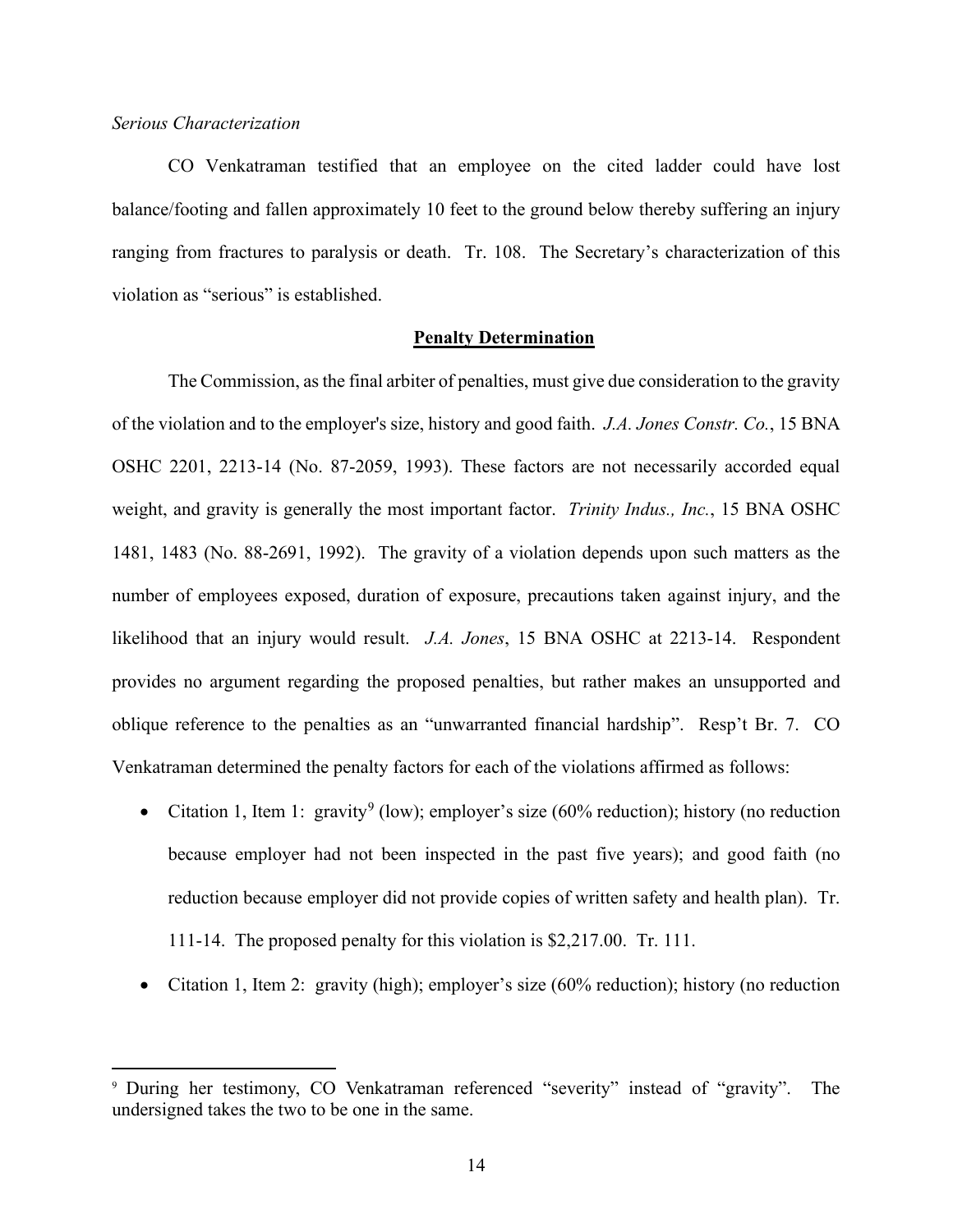*Serious Characterization*

CO Venkatraman testified that an employee on the cited ladder could have lost balance/footing and fallen approximately 10 feet to the ground below thereby suffering an injury ranging from fractures to paralysis or death. Tr. 108. The Secretary's characterization of this violation as "serious" is established.

**<u>Penalty Determination</u>**

The Commission, as the final arbiter of penalties, must give due consideration to the gravity of the violation and to the employer's size, history and good faith. *J.A. Jones Constr. Co.*, 15 BNA OSHC 2201, 2213-14 (No. 87-2059, 1993). These factors are not necessarily accorded equal weight, and gravity is generally the most important factor. *Trinity Indus., Inc.*, 15 BNA OSHC 1481, 1483 (No. 88-2691, 1992). The gravity of a violation depends upon such matters as the number of employees exposed, duration of exposure, precautions taken against injury, and the likelihood that an injury would result. *J.A. Jones*, 15 BNA OSHC at 2213-14. Respondent provides no argument regarding the proposed penalties, but rather makes an unsupported and oblique reference to the penalties as an "unwarranted financial hardship". Resp't Br. 7. CO Venkatraman determined the penalty factors for each of the violations affirmed as follows:

- Citation 1, Item 1: gravity[9] (low); employer's size (60% reduction); history (no reduction because employer had not been inspected in the past five years); and good faith (no reduction because employer did not provide copies of written safety and health plan). Tr. 111-14. The proposed penalty for this violation is $2,217.00. Tr. 111.
- Citation 1, Item 2: gravity (high); employer's size (60% reduction); history (no reduction

[9] During her testimony, CO Venkatraman referenced "severity" instead of "gravity". The undersigned takes the two to be one in the same.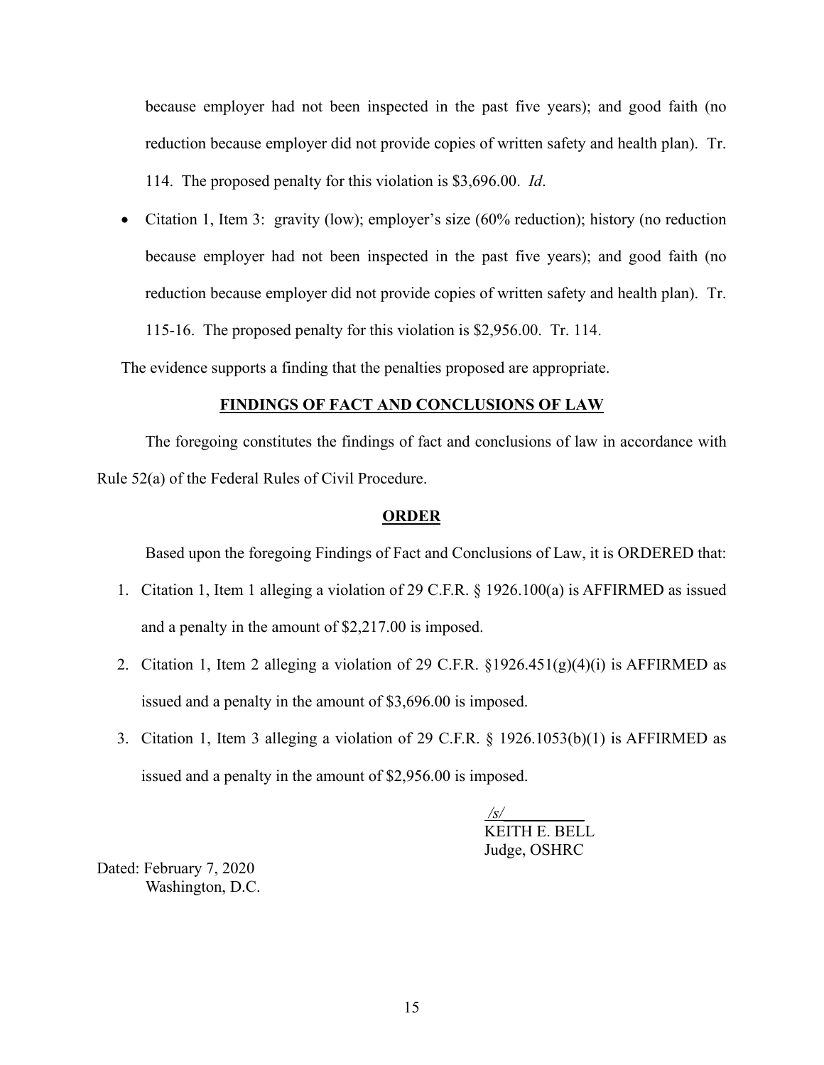because employer had not been inspected in the past five years); and good faith (no reduction because employer did not provide copies of written safety and health plan). Tr. 114. The proposed penalty for this violation is $3,696.00. *Id*.

- Citation 1, Item 3: gravity (low); employer's size (60% reduction); history (no reduction because employer had not been inspected in the past five years); and good faith (no reduction because employer did not provide copies of written safety and health plan). Tr. 115-16. The proposed penalty for this violation is $2,956.00. Tr. 114.

The evidence supports a finding that the penalties proposed are appropriate.

## FINDINGS OF FACT AND CONCLUSIONS OF LAW

The foregoing constitutes the findings of fact and conclusions of law in accordance with Rule 52(a) of the Federal Rules of Civil Procedure.

## ORDER

Based upon the foregoing Findings of Fact and Conclusions of Law, it is ORDERED that:

1. Citation 1, Item 1 alleging a violation of 29 C.F.R. § 1926.100(a) is AFFIRMED as issued and a penalty in the amount of $2,217.00 is imposed.
2. Citation 1, Item 2 alleging a violation of 29 C.F.R. §1926.451(g)(4)(i) is AFFIRMED as issued and a penalty in the amount of $3,696.00 is imposed.
3. Citation 1, Item 3 alleging a violation of 29 C.F.R. § 1926.1053(b)(1) is AFFIRMED as issued and a penalty in the amount of $2,956.00 is imposed.

/s/
KEITH E. BELL
Judge, OSHRC

Dated: February 7, 2020
Washington, D.C.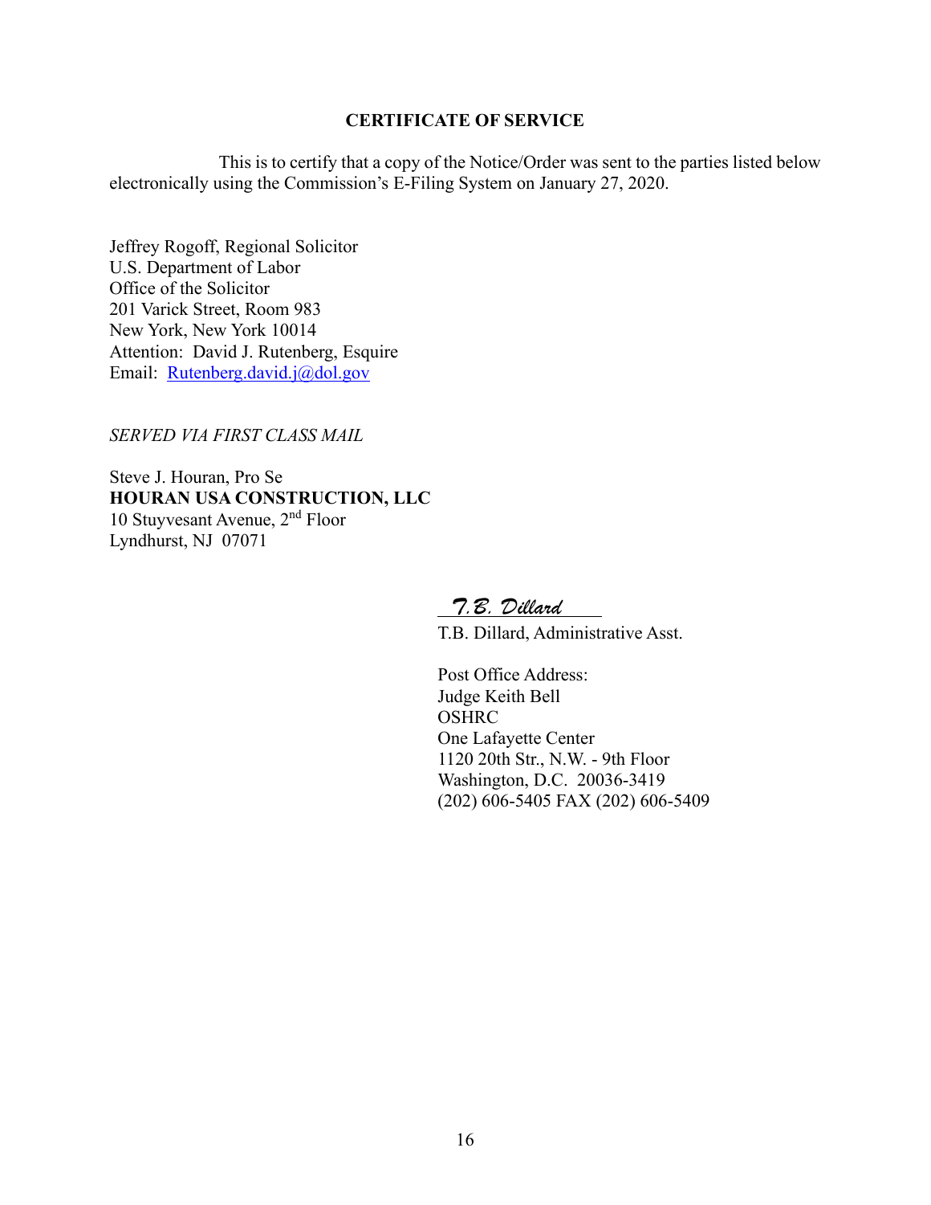**CERTIFICATE OF SERVICE**

This is to certify that a copy of the Notice/Order was sent to the parties listed below electronically using the Commission's E-Filing System on January 27, 2020.

Jeffrey Rogoff, Regional Solicitor
U.S. Department of Labor
Office of the Solicitor
201 Varick Street, Room 983
New York, New York 10014
Attention: David J. Rutenberg, Esquire
Email: [Rutenberg.david.j@dol.gov](mailto:Rutenberg.david.j@dol.gov)

*SERVED VIA FIRST CLASS MAIL*

Steve J. Houran, Pro Se
**HOURAN USA CONSTRUCTION, LLC**
10 Stuyvesant Avenue, 2nd Floor
Lyndhurst, NJ 07071

*T.B. Dillard*
T.B. Dillard, Administrative Asst.

Post Office Address:
Judge Keith Bell
OSHRC
One Lafayette Center
1120 20th Str., N.W. - 9th Floor
Washington, D.C. 20036-3419
(202) 606-5405 FAX (202) 606-5409